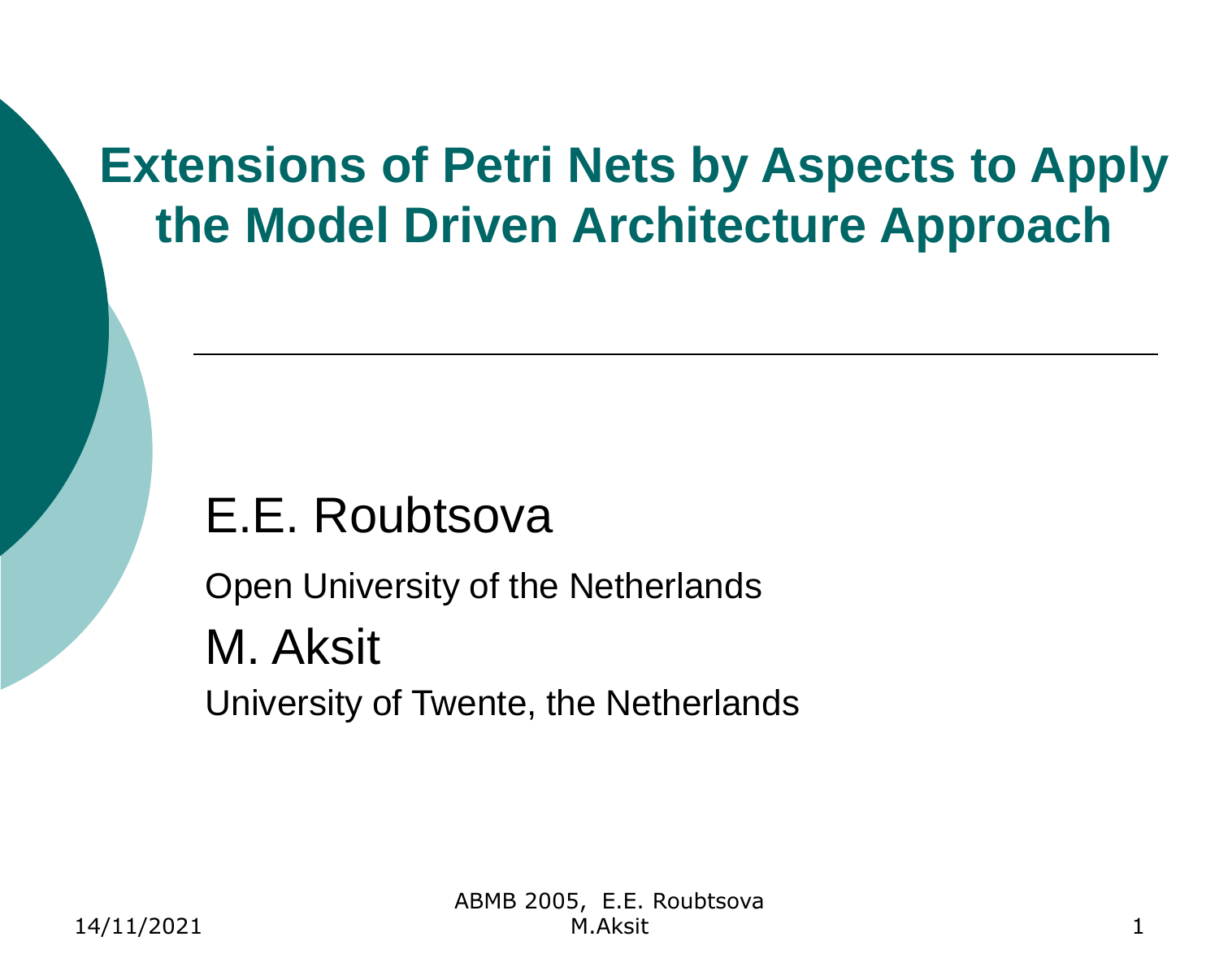# Extensions of Petri Nets by Aspects to Apply the Model Driven Architecture Approach

E.E. Roubtsova

Open University of the Netherlands

M. Aksit

University of Twente, the Netherlands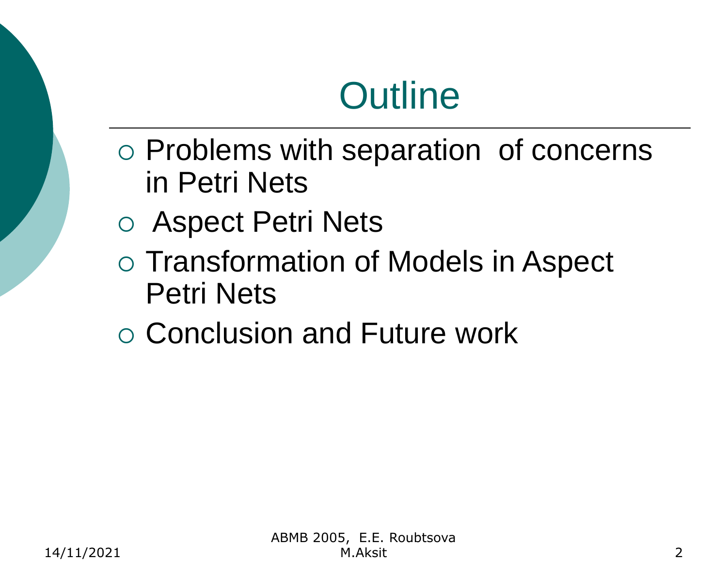# Outline

- Problems with separation of concerns in Petri Nets
- Aspect Petri Nets
- Transformation of Models in Aspect Petri Nets
- Conclusion and Future work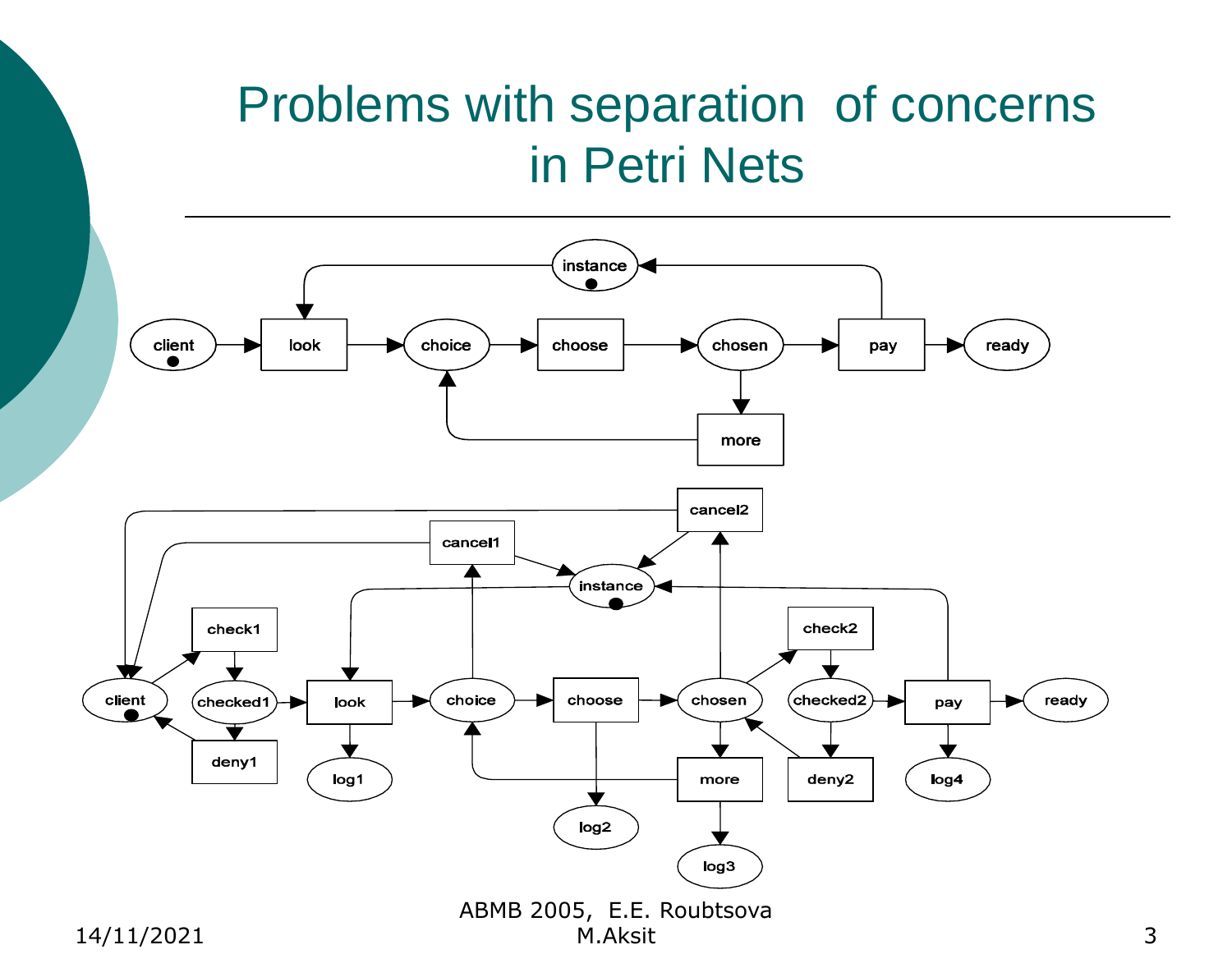# Problems with separation of concerns in Petri Nets

client → look → choice → choose → chosen → pay → ready

instance, more

cancel2, cancel1, instance, check1, check2, client, checked1, look, choice, choose, chosen, checked2, pay, ready, deny1, log1, more, deny2, log4, log2, log3

ABMB 2005, E.E. Roubtsova M.Aksit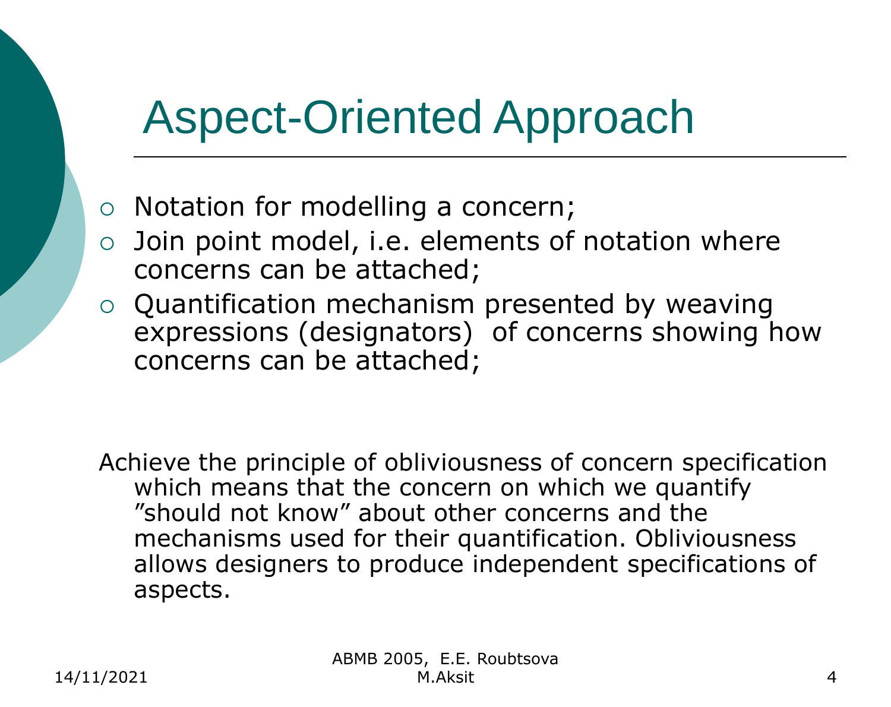# Aspect-Oriented Approach

- Notation for modelling a concern;
- Join point model, i.e. elements of notation where concerns can be attached;
- Quantification mechanism presented by weaving expressions (designators) of concerns showing how concerns can be attached;

Achieve the principle of obliviousness of concern specification which means that the concern on which we quantify ”should not know” about other concerns and the mechanisms used for their quantification. Obliviousness allows designers to produce independent specifications of aspects.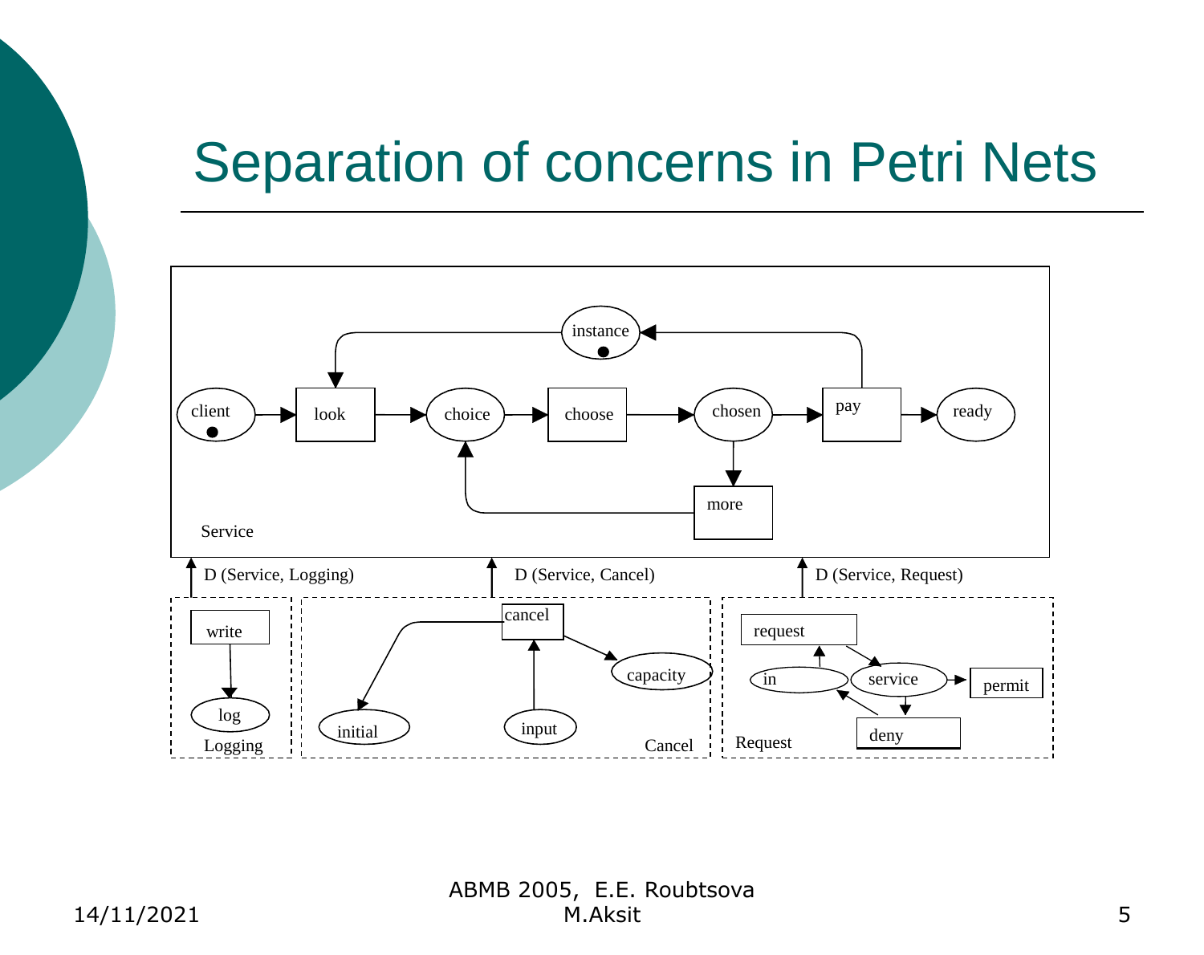# Separation of concerns in Petri Nets

instance

client → look → choice → choose → chosen → pay → ready

more

Service

D (Service, Logging)

D (Service, Cancel)

D (Service, Request)

write

log

Logging

cancel

capacity

initial

input

Cancel

request

in

service

permit

deny

Request

ABMB 2005, E.E. Roubtsova M.Aksit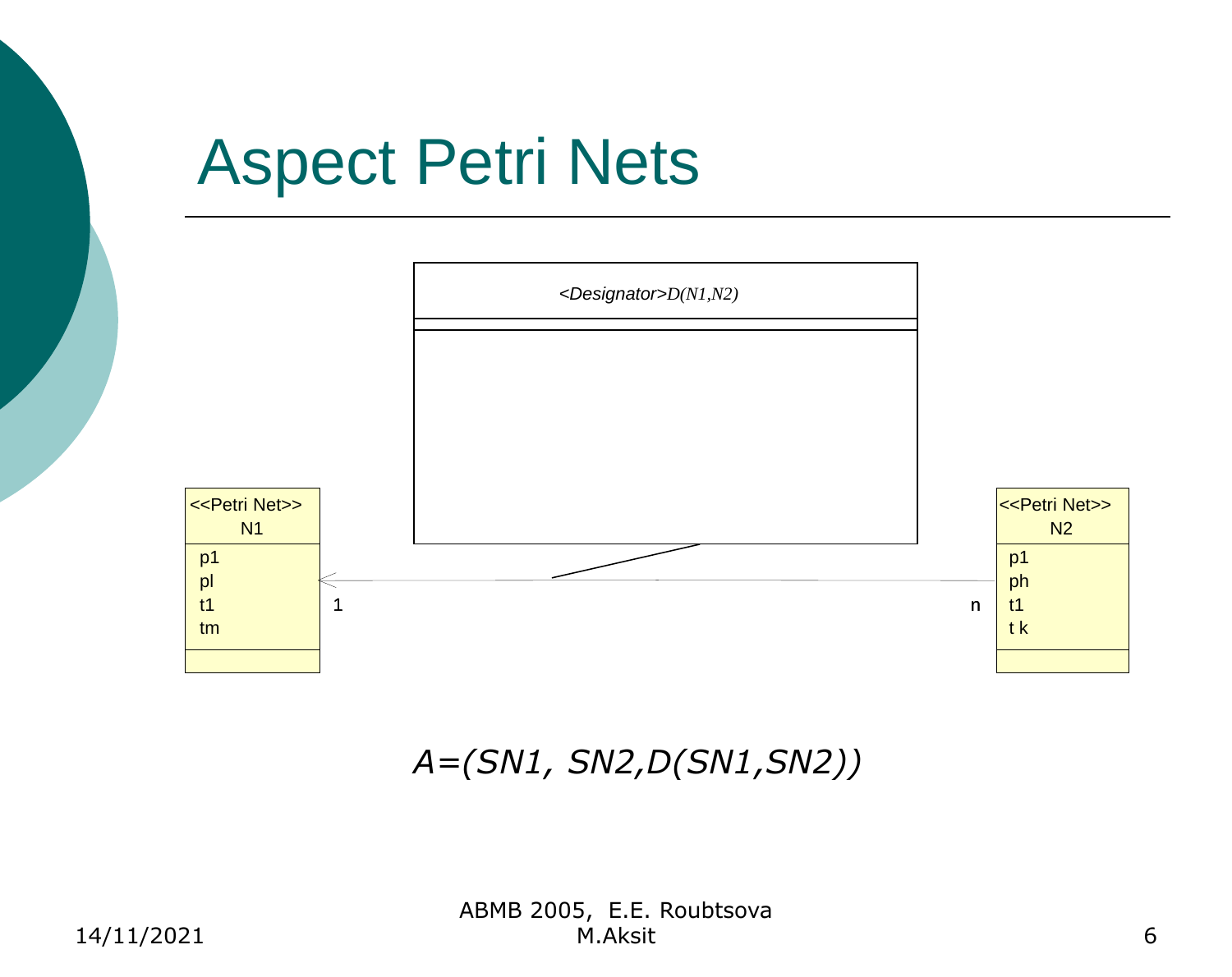# Aspect Petri Nets

<Designator>D(N1,N2)

| <<Petri Net>> N1 |
|---|
| p1 |
| pl |
| t1 |
| tm |

| <<Petri Net>> N2 |
|---|
| p1 |
| ph |
| t1 |
| t k |

1 n

*A=(SN1, SN2,D(SN1,SN2))*

14/11/2021

ABMB 2005, E.E. Roubtsova M.Aksit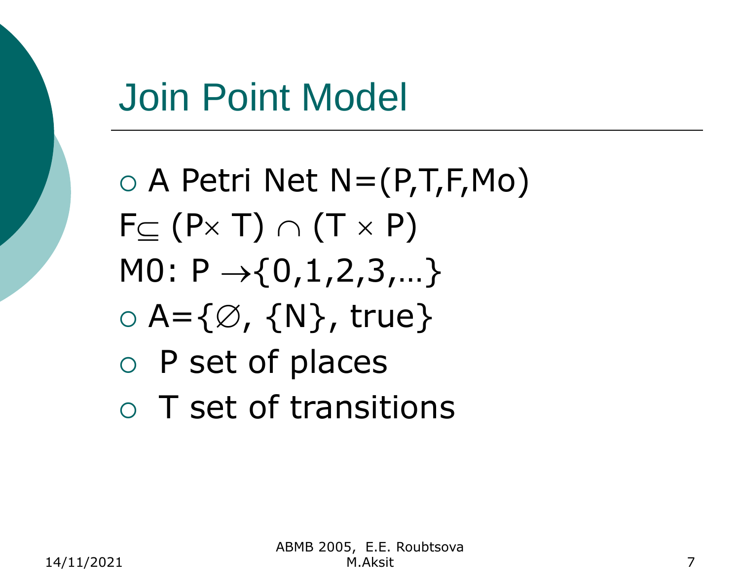# Join Point Model

- A Petri Net $N=(P,T,F,Mo)$

$F \subseteq (P \times T) \cap (T \times P)$

$M0: P \rightarrow \{0,1,2,3,\ldots\}$

- $A=\{\emptyset, \{N\}, true\}$
- P set of places
- T set of transitions

ABMB 2005, E.E. Roubtsova
M.Aksit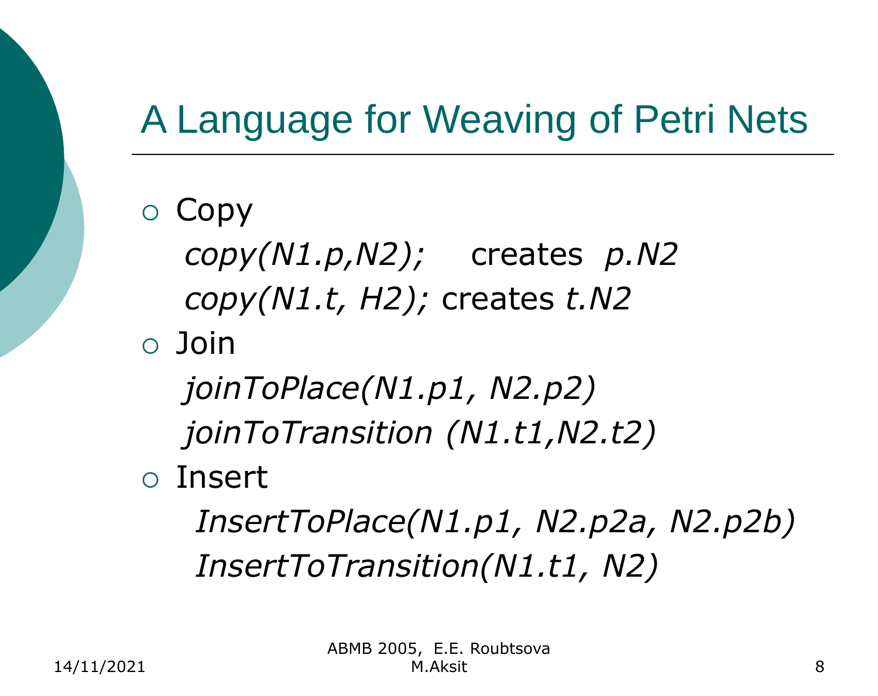# A Language for Weaving of Petri Nets

- Copy

  *copy(N1.p,N2);* creates *p.N2*

  *copy(N1.t, H2);* creates *t.N2*

- Join

  *joinToPlace(N1.p1, N2.p2)*

  *joinToTransition (N1.t1,N2.t2)*

- Insert

  *InsertToPlace(N1.p1, N2.p2a, N2.p2b)*

  *InsertToTransition(N1.t1, N2)*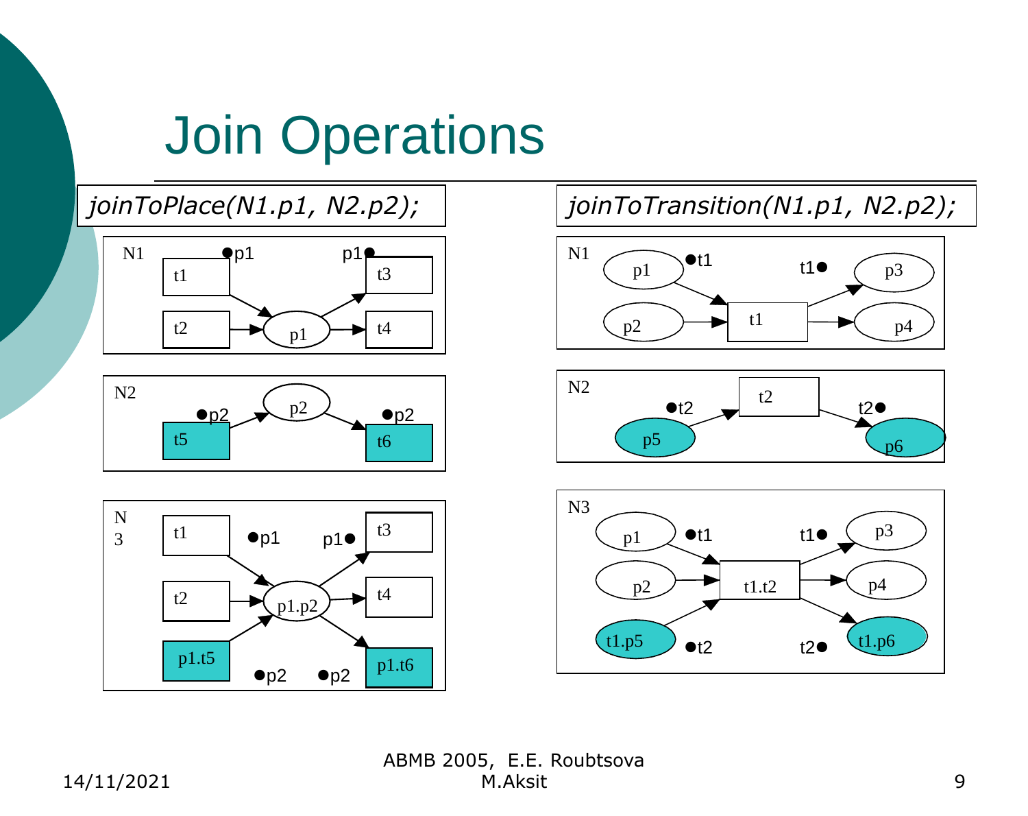# Join Operations

*joinToPlace(N1.p1, N2.p2);*

N1: t1 → p1, t2 → p1; p1 → t3, p1 → t4. (●p1 = {t1, t2}, p1● = {t3, t4})

N2: t5 → p2 → t6. (●p2 = {t5}, p2● = {t6})

N3: t1 → p1.p2, t2 → p1.p2, p1.t5 → p1.p2; p1.p2 → t3, p1.p2 → t4, p1.p2 → p1.t6. (●p1 = {t1, t2}, p1● = {t3, t4}, ●p2 = {p1.t5}, p2● = {p1.t6})

*joinToTransition(N1.p1, N2.p2);*

N1: p1 → t1, p2 → t1; t1 → p3, t1 → p4. (●t1 = {p1, p2}, t1● = {p3, p4})

N2: p5 → t2 → p6. (●t2 = {p5}, t2● = {p6})

N3: p1 → t1.t2, p2 → t1.t2, t1.p5 → t1.t2; t1.t2 → p3, t1.t2 → p4, t1.t2 → t1.p6. (●t1 = {p1, p2}, t1● = {p3, p4}, ●t2 = {t1.p5}, t2● = {t1.p6})

14/11/2021

ABMB 2005, E.E. Roubtsova M.Aksit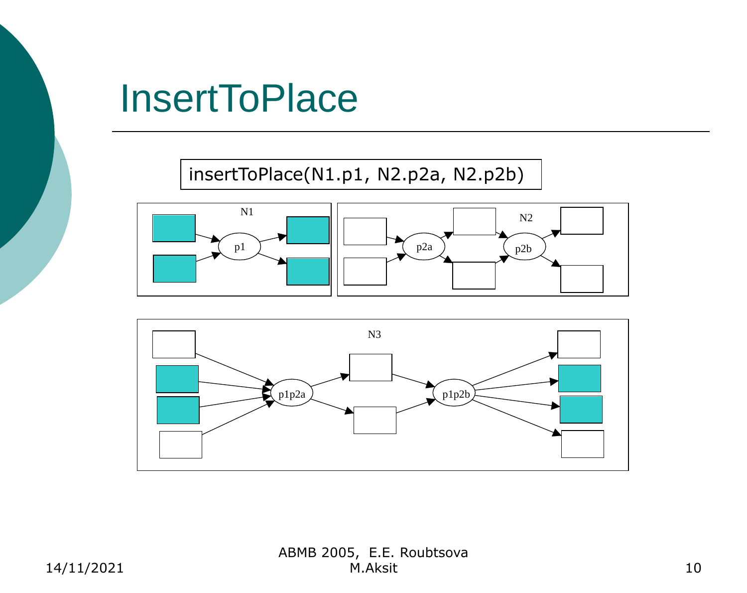# InsertToPlace

```
insertToPlace(N1.p1, N2.p2a, N2.p2b)
```

N1

p1

N2

p2a

p2b

N3

p1p2a

p1p2b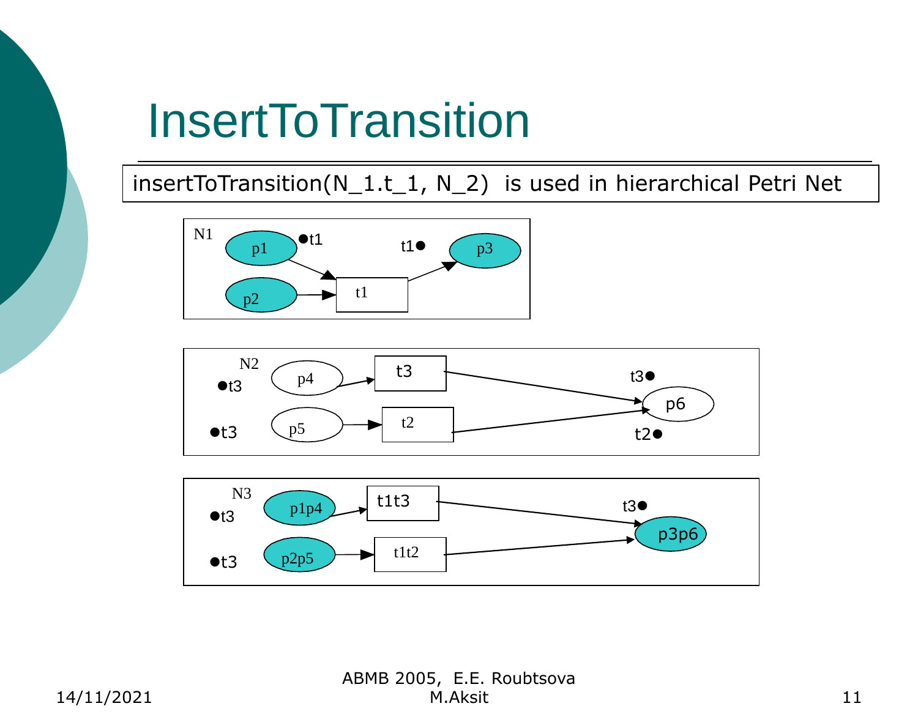# InsertToTransition

insertToTransition(N_1.t_1, N_2) is used in hierarchical Petri Net

N1

p1 ●t1 t1● p3

p2 t1

N2

●t3 p4 t3 t3●

p6

●t3 p5 t2 t2●

N3

●t3 p1p4 t1t3 t3●

p3p6

●t3 p2p5 t1t2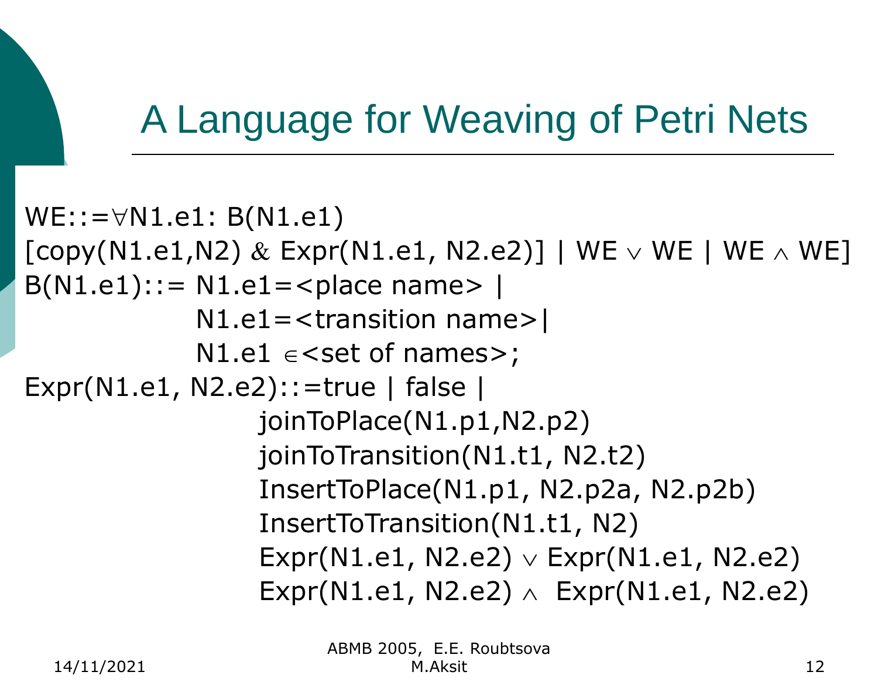# A Language for Weaving of Petri Nets

```
WE::=∀N1.e1: B(N1.e1)
[copy(N1.e1,N2) & Expr(N1.e1, N2.e2)] | WE ∨ WE | WE ∧ WE]
B(N1.e1)::= N1.e1=<place name> |
            N1.e1=<transition name>|
            N1.e1 ∈<set of names>;
Expr(N1.e1, N2.e2)::=true | false |
                joinToPlace(N1.p1,N2.p2)
                joinToTransition(N1.t1, N2.t2)
                InsertToPlace(N1.p1, N2.p2a, N2.p2b)
                InsertToTransition(N1.t1, N2)
                Expr(N1.e1, N2.e2) ∨ Expr(N1.e1, N2.e2)
                Expr(N1.e1, N2.e2) ∧  Expr(N1.e1, N2.e2)
```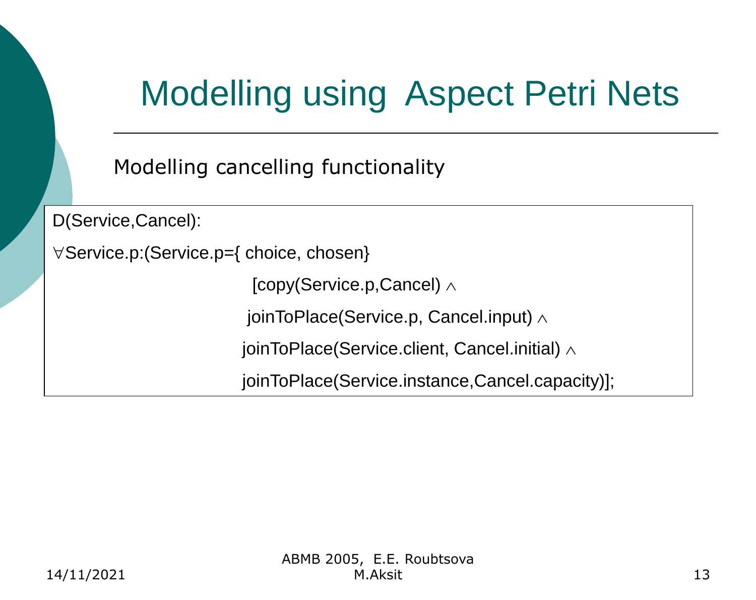# Modelling using Aspect Petri Nets

Modelling cancelling functionality

```
D(Service,Cancel):
∀Service.p:(Service.p={ choice, chosen}
                        [copy(Service.p,Cancel) ∧
                        joinToPlace(Service.p, Cancel.input) ∧
                        joinToPlace(Service.client, Cancel.initial) ∧
                        joinToPlace(Service.instance,Cancel.capacity)];
```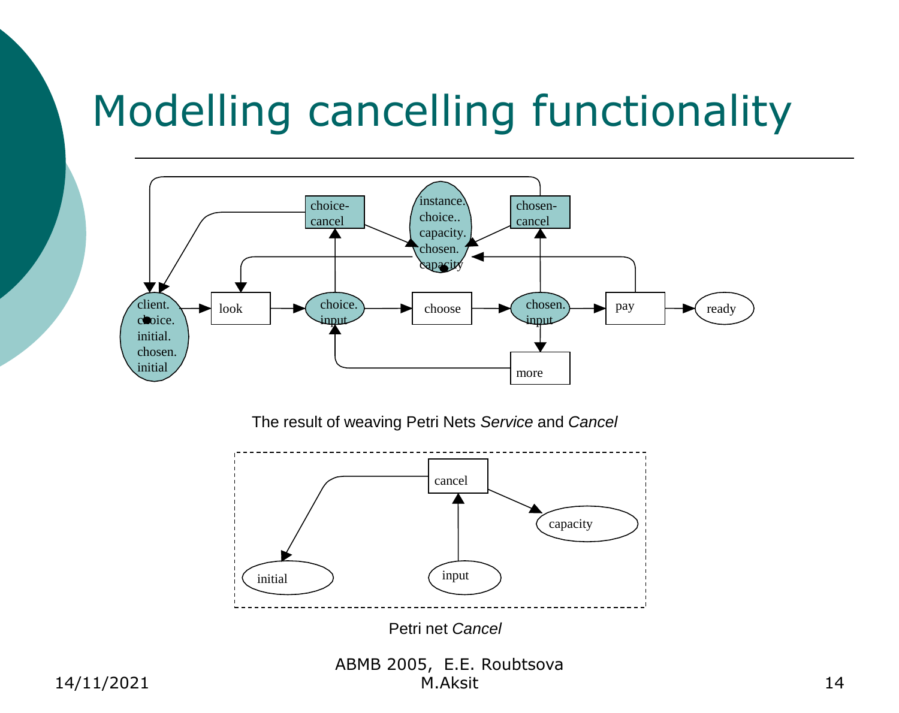# Modelling cancelling functionality

The result of weaving Petri Nets *Service* and *Cancel*

Petri net *Cancel*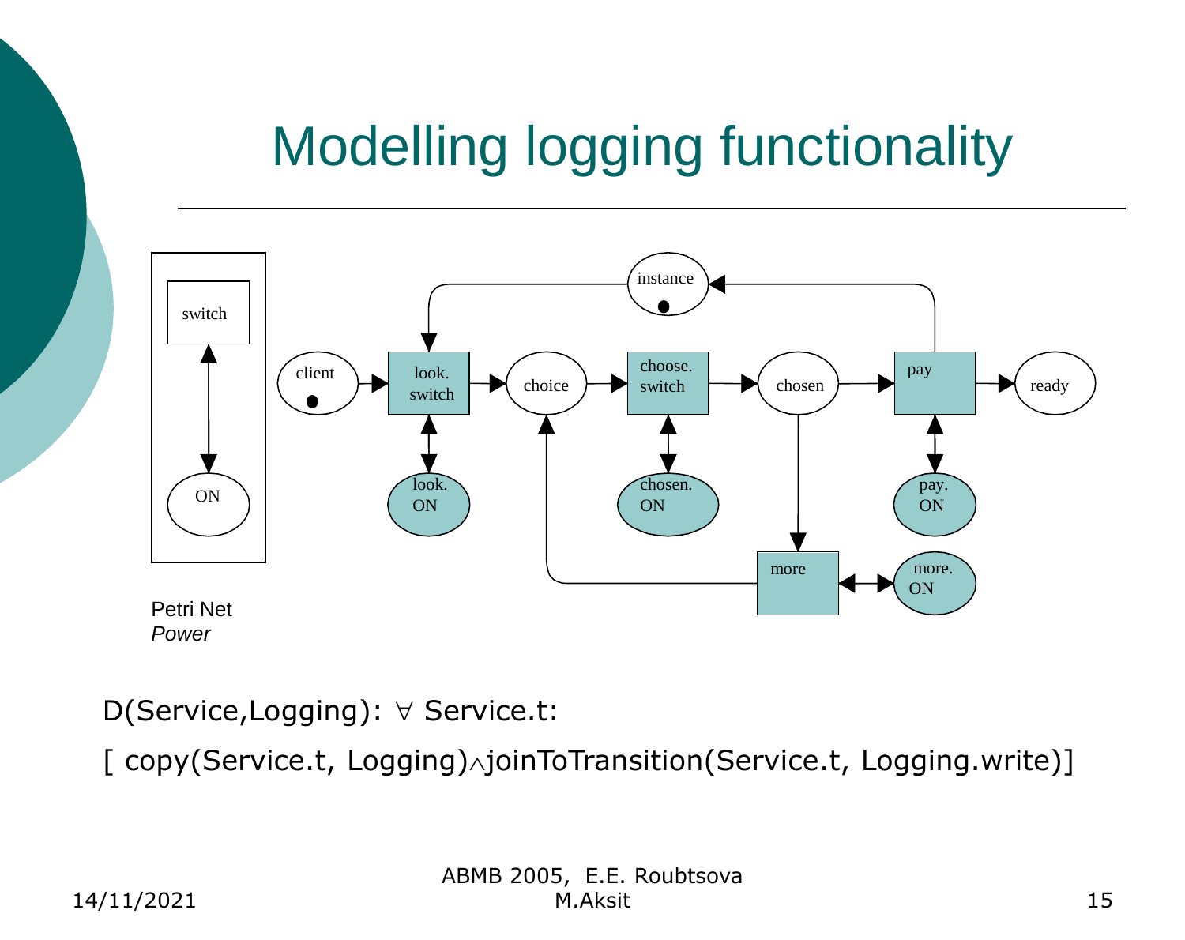# Modelling logging functionality

Petri Net
*Power*

D(Service,Logging): ∀ Service.t:

[ copy(Service.t, Logging)∧joinToTransition(Service.t, Logging.write)]

ABMB 2005, E.E. Roubtsova
M.Aksit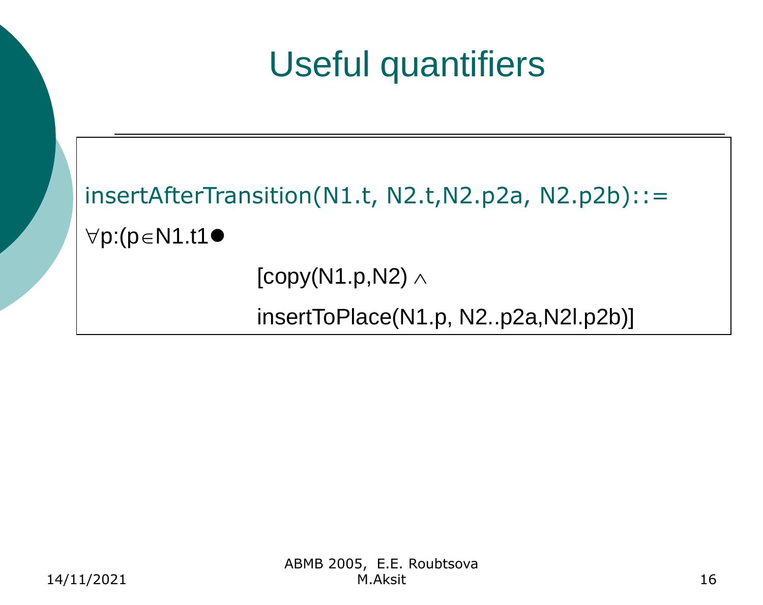# Useful quantifiers

insertAfterTransition(N1.t, N2.t,N2.p2a, N2.p2b)::=

$\forall$p:(p$\in$N1.t1$\bullet$

[copy(N1.p,N2) $\wedge$

insertToPlace(N1.p, N2..p2a,N2l.p2b)]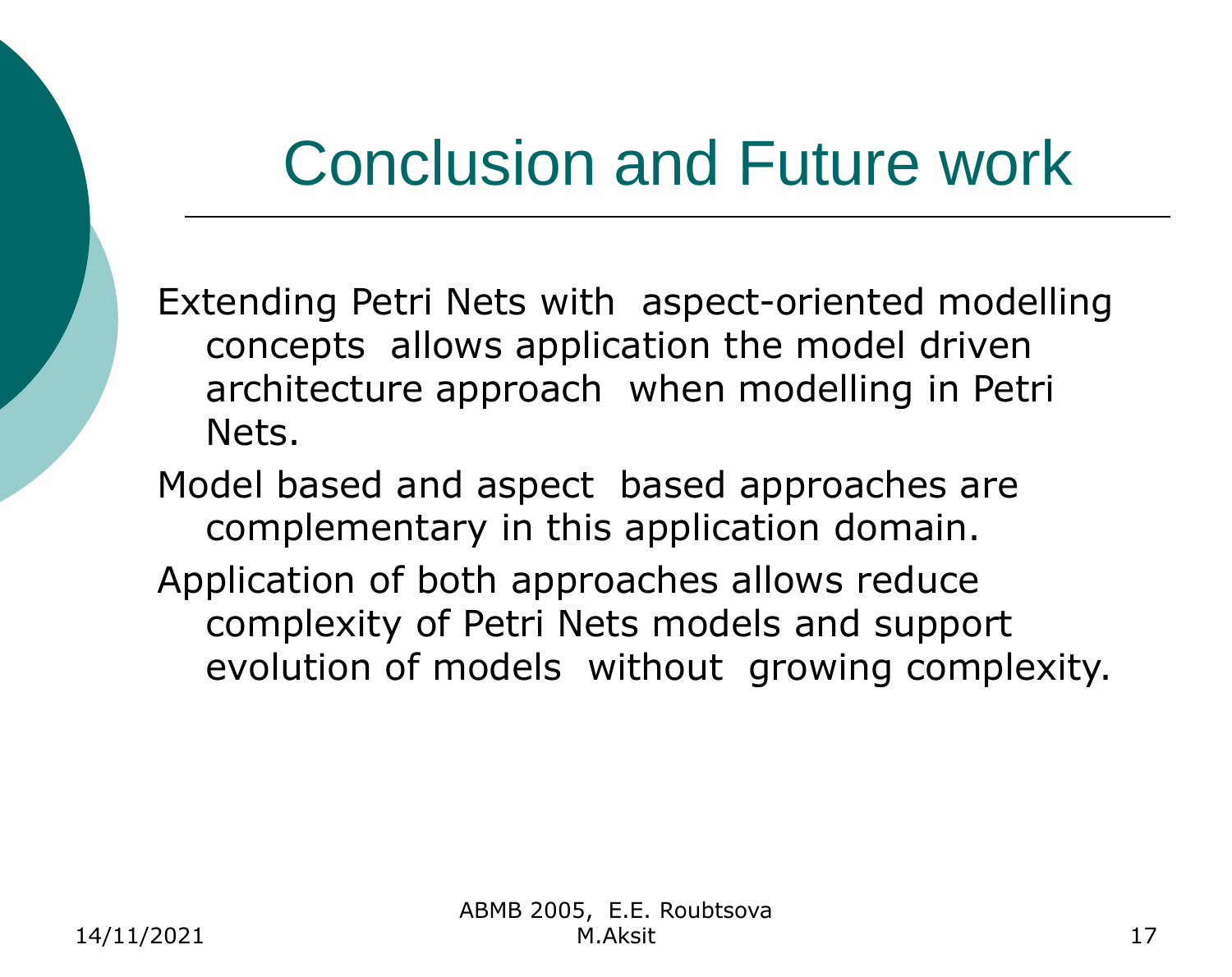# Conclusion and Future work

Extending Petri Nets with aspect-oriented modelling concepts allows application the model driven architecture approach when modelling in Petri Nets.

Model based and aspect based approaches are complementary in this application domain.

Application of both approaches allows reduce complexity of Petri Nets models and support evolution of models without growing complexity.